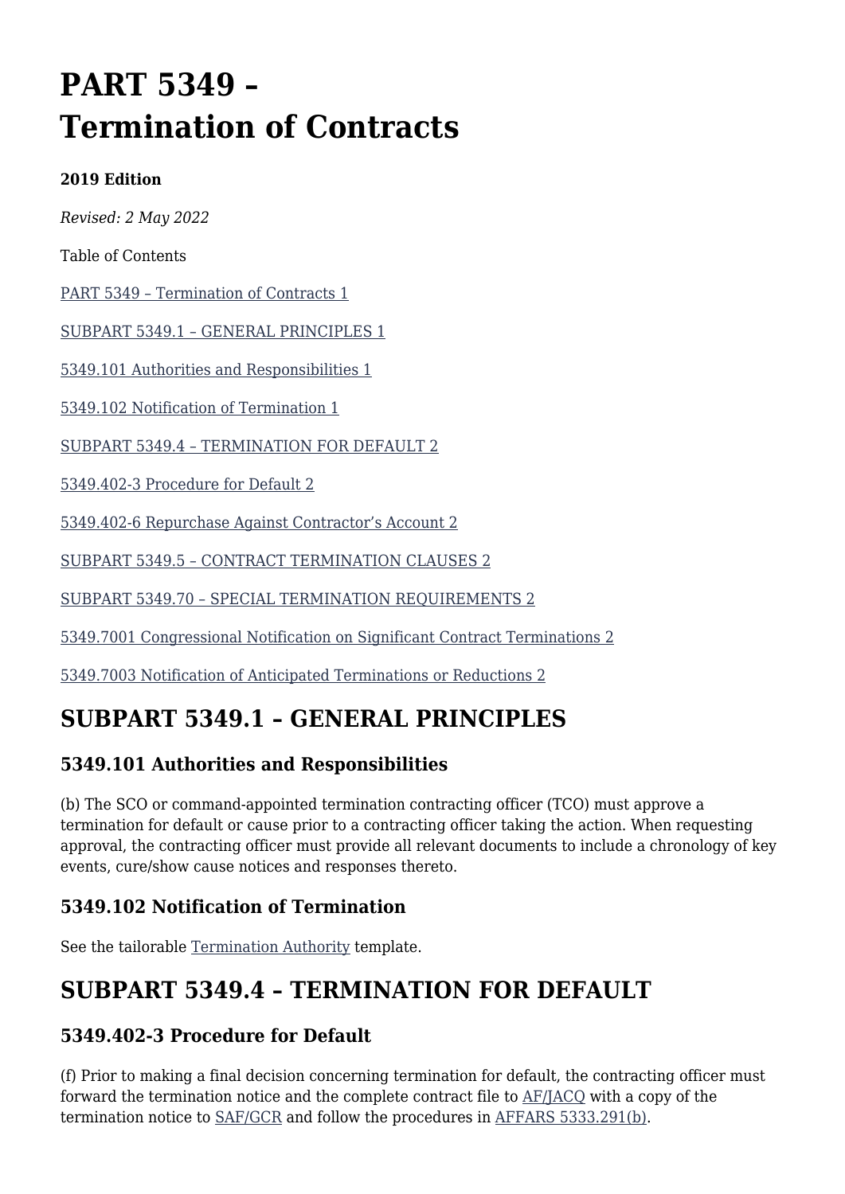# PART 5349 – Termination of Contracts

**2019 Edition**

*Revised: 2 May 2022*

Table of Contents

[PART 5349 – Termination of Contracts 1](#)

[SUBPART 5349.1 – GENERAL PRINCIPLES 1](#)

[5349.101 Authorities and Responsibilities 1](#)

[5349.102 Notification of Termination 1](#)

[SUBPART 5349.4 – TERMINATION FOR DEFAULT 2](#)

[5349.402-3 Procedure for Default 2](#)

[5349.402-6 Repurchase Against Contractor's Account 2](#)

[SUBPART 5349.5 – CONTRACT TERMINATION CLAUSES 2](#)

[SUBPART 5349.70 – SPECIAL TERMINATION REQUIREMENTS 2](#)

[5349.7001 Congressional Notification on Significant Contract Terminations 2](#)

[5349.7003 Notification of Anticipated Terminations or Reductions 2](#)

## SUBPART 5349.1 – GENERAL PRINCIPLES

### 5349.101 Authorities and Responsibilities

(b) The SCO or command-appointed termination contracting officer (TCO) must approve a termination for default or cause prior to a contracting officer taking the action. When requesting approval, the contracting officer must provide all relevant documents to include a chronology of key events, cure/show cause notices and responses thereto.

### 5349.102 Notification of Termination

See the tailorable Termination Authority template.

## SUBPART 5349.4 – TERMINATION FOR DEFAULT

### 5349.402-3 Procedure for Default

(f) Prior to making a final decision concerning termination for default, the contracting officer must forward the termination notice and the complete contract file to AF/JACQ with a copy of the termination notice to SAF/GCR and follow the procedures in AFFARS 5333.291(b).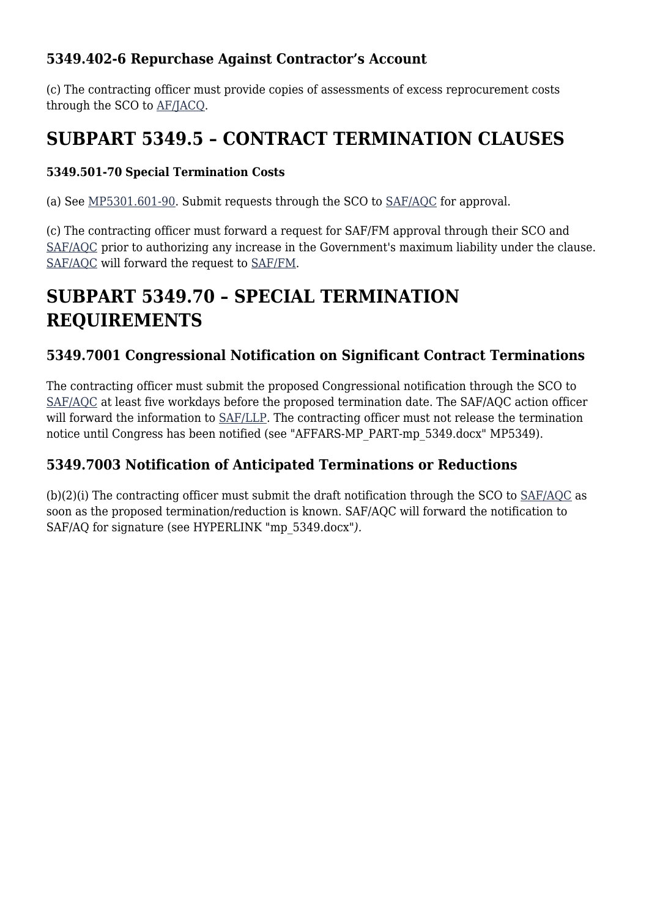### 5349.402-6 Repurchase Against Contractor's Account

(c) The contracting officer must provide copies of assessments of excess reprocurement costs through the SCO to AF/JACQ.

# SUBPART 5349.5 – CONTRACT TERMINATION CLAUSES

### 5349.501-70 Special Termination Costs

(a) See MP5301.601-90. Submit requests through the SCO to SAF/AQC for approval.

(c) The contracting officer must forward a request for SAF/FM approval through their SCO and SAF/AQC prior to authorizing any increase in the Government's maximum liability under the clause. SAF/AQC will forward the request to SAF/FM.

# SUBPART 5349.70 – SPECIAL TERMINATION REQUIREMENTS

## 5349.7001 Congressional Notification on Significant Contract Terminations

The contracting officer must submit the proposed Congressional notification through the SCO to SAF/AQC at least five workdays before the proposed termination date. The SAF/AQC action officer will forward the information to SAF/LLP. The contracting officer must not release the termination notice until Congress has been notified (see "AFFARS-MP_PART-mp_5349.docx" MP5349).

## 5349.7003 Notification of Anticipated Terminations or Reductions

(b)(2)(i) The contracting officer must submit the draft notification through the SCO to SAF/AQC as soon as the proposed termination/reduction is known. SAF/AQC will forward the notification to SAF/AQ for signature (see HYPERLINK "mp_5349.docx").